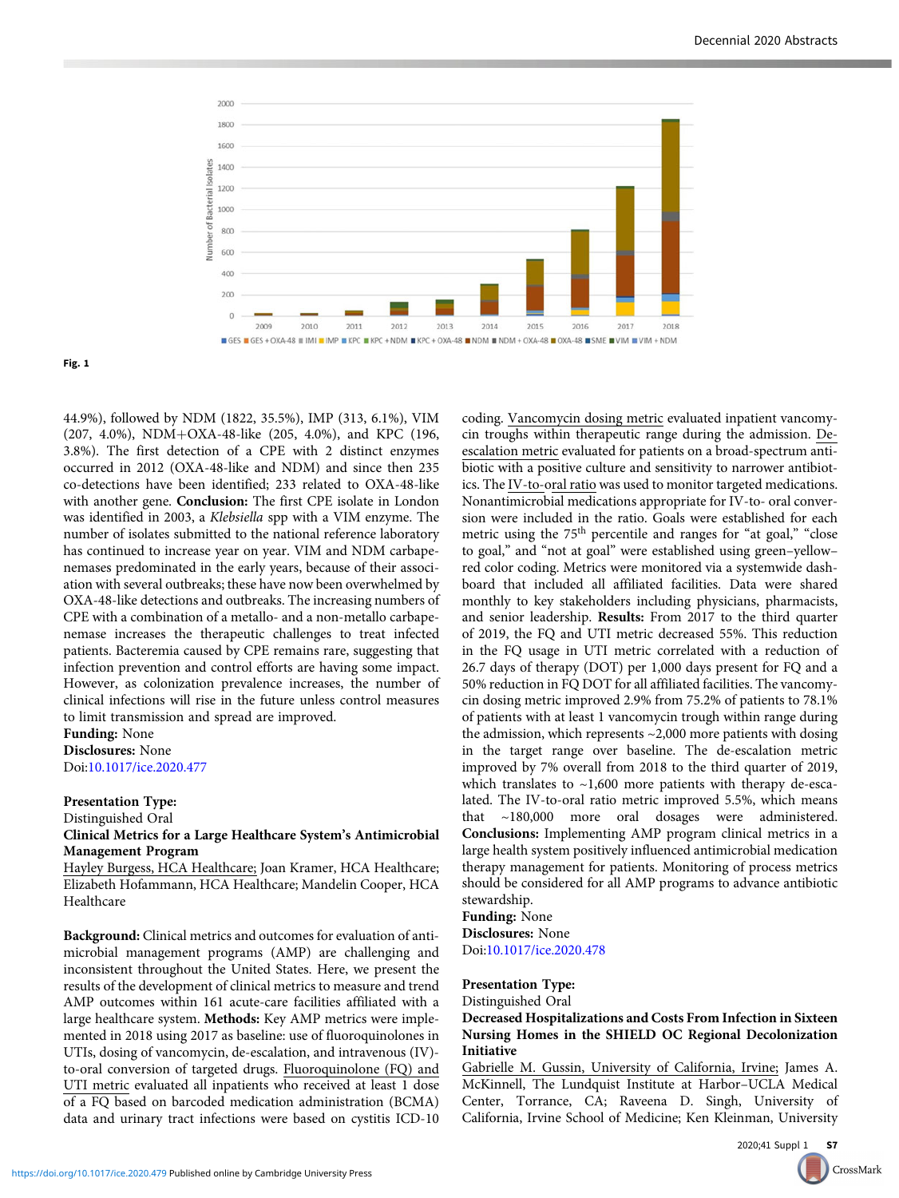Fig. 1

44.9%), followed by NDM (1822, 35.5%), IMP (313, 6.1%), VIM (207, 4.0%), NDM+OXA-48-like (205, 4.0%), and KPC (196, 3.8%). The first detection of a CPE with 2 distinct enzymes occurred in 2012 (OXA-48-like and NDM) and since then 235 co-detections have been identified; 233 related to OXA-48-like with another gene. **Conclusion:** The first CPE isolate in London was identified in 2003, a *Klebsiella* spp with a VIM enzyme. The number of isolates submitted to the national reference laboratory has continued to increase year on year. VIM and NDM carbapenemases predominated in the early years, because of their association with several outbreaks; these have now been overwhelmed by OXA-48-like detections and outbreaks. The increasing numbers of CPE with a combination of a metallo- and a non-metallo carbapenemase increases the therapeutic challenges to treat infected patients. Bacteremia caused by CPE remains rare, suggesting that infection prevention and control efforts are having some impact. However, as colonization prevalence increases, the number of clinical infections will rise in the future unless control measures to limit transmission and spread are improved.

**Funding:** None

**Disclosures:** None

Doi:10.1017/ice.2020.477

**Presentation Type:**

Distinguished Oral

**Clinical Metrics for a Large Healthcare System's Antimicrobial Management Program**

Hayley Burgess, HCA Healthcare; Joan Kramer, HCA Healthcare; Elizabeth Hofammann, HCA Healthcare; Mandelin Cooper, HCA Healthcare

**Background:** Clinical metrics and outcomes for evaluation of antimicrobial management programs (AMP) are challenging and inconsistent throughout the United States. Here, we present the results of the development of clinical metrics to measure and trend AMP outcomes within 161 acute-care facilities affiliated with a large healthcare system. **Methods:** Key AMP metrics were implemented in 2018 using 2017 as baseline: use of fluoroquinolones in UTIs, dosing of vancomycin, de-escalation, and intravenous (IV)-to-oral conversion of targeted drugs. Fluoroquinolone (FQ) and UTI metric evaluated all inpatients who received at least 1 dose of a FQ based on barcoded medication administration (BCMA) data and urinary tract infections were based on cystitis ICD-10 coding. Vancomycin dosing metric evaluated inpatient vancomycin troughs within therapeutic range during the admission. De-escalation metric evaluated for patients on a broad-spectrum antibiotic with a positive culture and sensitivity to narrower antibiotics. The IV-to-oral ratio was used to monitor targeted medications. Nonantimicrobial medications appropriate for IV-to- oral conversion were included in the ratio. Goals were established for each metric using the 75th percentile and ranges for "at goal," "close to goal," and "not at goal" were established using green–yellow–red color coding. Metrics were monitored via a systemwide dashboard that included all affiliated facilities. Data were shared monthly to key stakeholders including physicians, pharmacists, and senior leadership. **Results:** From 2017 to the third quarter of 2019, the FQ and UTI metric decreased 55%. This reduction in the FQ usage in UTI metric correlated with a reduction of 26.7 days of therapy (DOT) per 1,000 days present for FQ and a 50% reduction in FQ DOT for all affiliated facilities. The vancomycin dosing metric improved 2.9% from 75.2% of patients to 78.1% of patients with at least 1 vancomycin trough within range during the admission, which represents ~2,000 more patients with dosing in the target range over baseline. The de-escalation metric improved by 7% overall from 2018 to the third quarter of 2019, which translates to ~1,600 more patients with therapy de-escalated. The IV-to-oral ratio metric improved 5.5%, which means that ~180,000 more oral dosages were administered. **Conclusions:** Implementing AMP program clinical metrics in a large health system positively influenced antimicrobial medication therapy management for patients. Monitoring of process metrics should be considered for all AMP programs to advance antibiotic stewardship.

**Funding:** None

**Disclosures:** None

Doi:10.1017/ice.2020.478

**Presentation Type:**

Distinguished Oral

**Decreased Hospitalizations and Costs From Infection in Sixteen Nursing Homes in the SHIELD OC Regional Decolonization Initiative**

Gabrielle M. Gussin, University of California, Irvine; James A. McKinnell, The Lundquist Institute at Harbor–UCLA Medical Center, Torrance, CA; Raveena D. Singh, University of California, Irvine School of Medicine; Ken Kleinman, University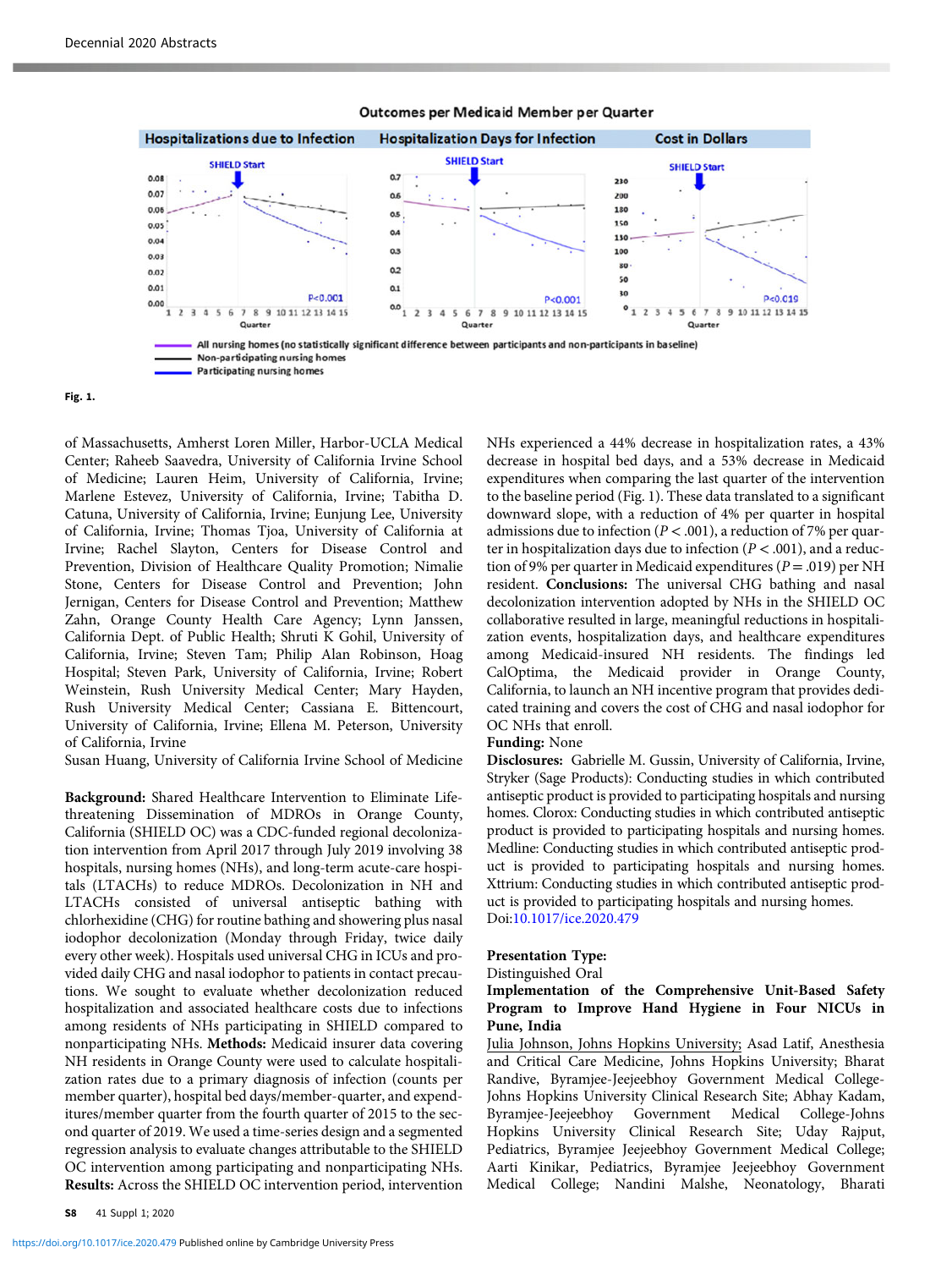Outcomes per Medicaid Member per Quarter

Hospitalizations due to Infection

SHIELD Start

0.08
0.07
0.06
0.05
0.04
0.03
0.02
0.01
0.00

1 2 3 4 5 6 7 8 9 10 11 12 13 14 15

Quarter

P<0.001

Hospitalization Days for Infection

SHIELD Start

0.7
0.6
0.5
0.4
0.3
0.2
0.1
0.0

1 2 3 4 5 6 7 8 9 10 11 12 13 14 15

Quarter

P<0.001

Cost in Dollars

SHIELD Start

230
200
180
150
130
100
80
50
30
0

1 2 3 4 5 6 7 8 9 10 11 12 13 14 15

Quarter

P<0.019

All nursing homes (no statistically significant difference between participants and non-participants in baseline)

Non-participating nursing homes

Participating nursing homes

**Fig. 1.**

of Massachusetts, Amherst Loren Miller, Harbor-UCLA Medical Center; Raheeb Saavedra, University of California Irvine School of Medicine; Lauren Heim, University of California, Irvine; Marlene Estevez, University of California, Irvine; Tabitha D. Catuna, University of California, Irvine; Eunjung Lee, University of California, Irvine; Thomas Tjoa, University of California at Irvine; Rachel Slayton, Centers for Disease Control and Prevention, Division of Healthcare Quality Promotion; Nimalie Stone, Centers for Disease Control and Prevention; John Jernigan, Centers for Disease Control and Prevention; Matthew Zahn, Orange County Health Care Agency; Lynn Janssen, California Dept. of Public Health; Shruti K Gohil, University of California, Irvine; Steven Tam; Philip Alan Robinson, Hoag Hospital; Steven Park, University of California, Irvine; Robert Weinstein, Rush University Medical Center; Mary Hayden, Rush University Medical Center; Cassiana E. Bittencourt, University of California, Irvine; Ellena M. Peterson, University of California, Irvine

Susan Huang, University of California Irvine School of Medicine

**Background:** Shared Healthcare Intervention to Eliminate Life-threatening Dissemination of MDROs in Orange County, California (SHIELD OC) was a CDC-funded regional decolonization intervention from April 2017 through July 2019 involving 38 hospitals, nursing homes (NHs), and long-term acute-care hospitals (LTACHs) to reduce MDROs. Decolonization in NH and LTACHs consisted of universal antiseptic bathing with chlorhexidine (CHG) for routine bathing and showering plus nasal iodophor decolonization (Monday through Friday, twice daily every other week). Hospitals used universal CHG in ICUs and provided daily CHG and nasal iodophor to patients in contact precautions. We sought to evaluate whether decolonization reduced hospitalization and associated healthcare costs due to infections among residents of NHs participating in SHIELD compared to nonparticipating NHs. **Methods:** Medicaid insurer data covering NH residents in Orange County were used to calculate hospitalization rates due to a primary diagnosis of infection (counts per member quarter), hospital bed days/member-quarter, and expenditures/member quarter from the fourth quarter of 2015 to the second quarter of 2019. We used a time-series design and a segmented regression analysis to evaluate changes attributable to the SHIELD OC intervention among participating and nonparticipating NHs. **Results:** Across the SHIELD OC intervention period, intervention NHs experienced a 44% decrease in hospitalization rates, a 43% decrease in hospital bed days, and a 53% decrease in Medicaid expenditures when comparing the last quarter of the intervention to the baseline period (Fig. 1). These data translated to a significant downward slope, with a reduction of 4% per quarter in hospital admissions due to infection ($P < .001$), a reduction of 7% per quarter in hospitalization days due to infection ($P < .001$), and a reduction of 9% per quarter in Medicaid expenditures ($P = .019$) per NH resident. **Conclusions:** The universal CHG bathing and nasal decolonization intervention adopted by NHs in the SHIELD OC collaborative resulted in large, meaningful reductions in hospitalization events, hospitalization days, and healthcare expenditures among Medicaid-insured NH residents. The findings led CalOptima, the Medicaid provider in Orange County, California, to launch an NH incentive program that provides dedicated training and covers the cost of CHG and nasal iodophor for OC NHs that enroll.

**Funding:** None

**Disclosures:** Gabrielle M. Gussin, University of California, Irvine, Stryker (Sage Products): Conducting studies in which contributed antiseptic product is provided to participating hospitals and nursing homes. Clorox: Conducting studies in which contributed antiseptic product is provided to participating hospitals and nursing homes. Medline: Conducting studies in which contributed antiseptic product is provided to participating hospitals and nursing homes. Xttrium: Conducting studies in which contributed antiseptic product is provided to participating hospitals and nursing homes.

Doi:10.1017/ice.2020.479

**Presentation Type:**

Distinguished Oral

**Implementation of the Comprehensive Unit-Based Safety Program to Improve Hand Hygiene in Four NICUs in Pune, India**

Julia Johnson, Johns Hopkins University; Asad Latif, Anesthesia and Critical Care Medicine, Johns Hopkins University; Bharat Randive, Byramjee-Jeejeebhoy Government Medical College-Johns Hopkins University Clinical Research Site; Abhay Kadam, Byramjee-Jeejeebhoy Government Medical College-Johns Hopkins University Clinical Research Site; Uday Rajput, Pediatrics, Byramjee Jeejeebhoy Government Medical College; Aarti Kinikar, Pediatrics, Byramjee Jeejeebhoy Government Medical College; Nandini Malshe, Neonatology, Bharati